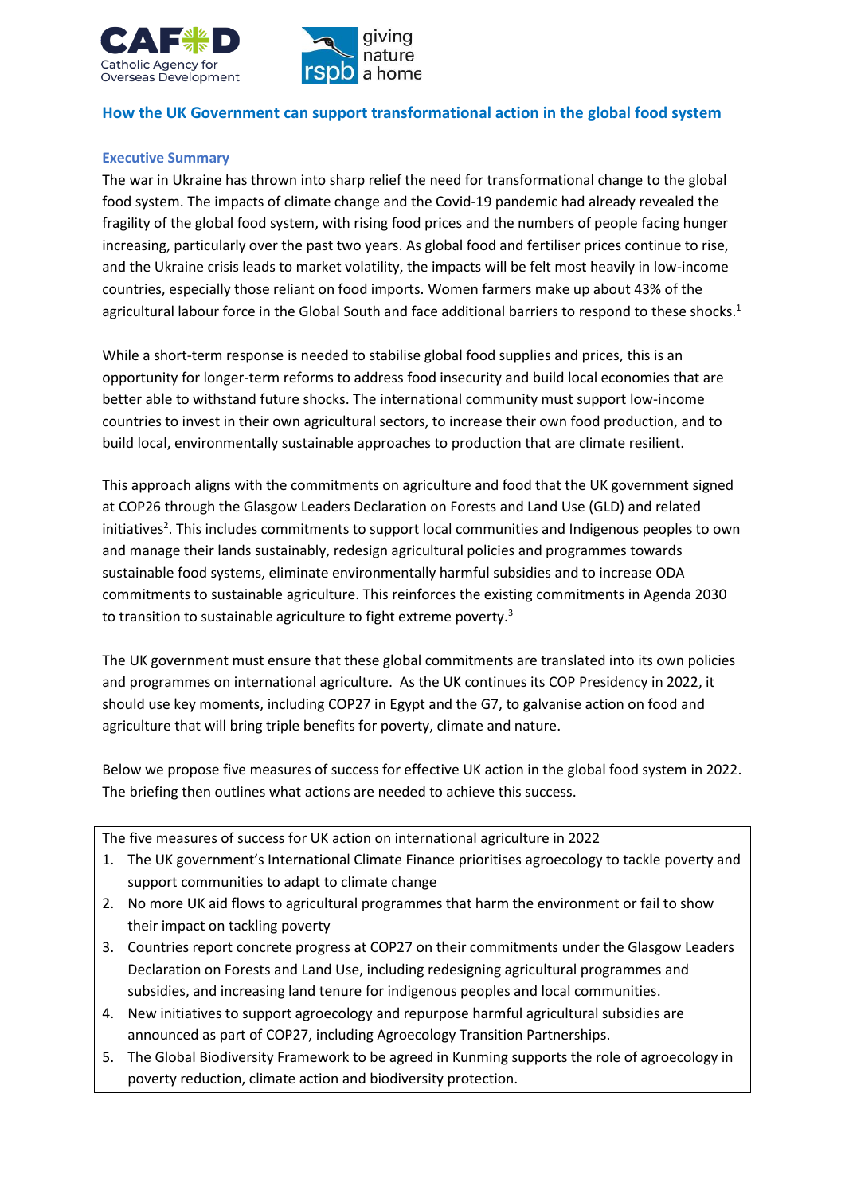## How the UK Government can support transformational action in the global food system

### Executive Summary

The war in Ukraine has thrown into sharp relief the need for transformational change to the global food system. The impacts of climate change and the Covid-19 pandemic had already revealed the fragility of the global food system, with rising food prices and the numbers of people facing hunger increasing, particularly over the past two years. As global food and fertiliser prices continue to rise, and the Ukraine crisis leads to market volatility, the impacts will be felt most heavily in low-income countries, especially those reliant on food imports. Women farmers make up about 43% of the agricultural labour force in the Global South and face additional barriers to respond to these shocks.[1]

While a short-term response is needed to stabilise global food supplies and prices, this is an opportunity for longer-term reforms to address food insecurity and build local economies that are better able to withstand future shocks. The international community must support low-income countries to invest in their own agricultural sectors, to increase their own food production, and to build local, environmentally sustainable approaches to production that are climate resilient.

This approach aligns with the commitments on agriculture and food that the UK government signed at COP26 through the Glasgow Leaders Declaration on Forests and Land Use (GLD) and related initiatives[2]. This includes commitments to support local communities and Indigenous peoples to own and manage their lands sustainably, redesign agricultural policies and programmes towards sustainable food systems, eliminate environmentally harmful subsidies and to increase ODA commitments to sustainable agriculture. This reinforces the existing commitments in Agenda 2030 to transition to sustainable agriculture to fight extreme poverty.[3]

The UK government must ensure that these global commitments are translated into its own policies and programmes on international agriculture. As the UK continues its COP Presidency in 2022, it should use key moments, including COP27 in Egypt and the G7, to galvanise action on food and agriculture that will bring triple benefits for poverty, climate and nature.

Below we propose five measures of success for effective UK action in the global food system in 2022. The briefing then outlines what actions are needed to achieve this success.

The five measures of success for UK action on international agriculture in 2022

1. The UK government's International Climate Finance prioritises agroecology to tackle poverty and support communities to adapt to climate change
2. No more UK aid flows to agricultural programmes that harm the environment or fail to show their impact on tackling poverty
3. Countries report concrete progress at COP27 on their commitments under the Glasgow Leaders Declaration on Forests and Land Use, including redesigning agricultural programmes and subsidies, and increasing land tenure for indigenous peoples and local communities.
4. New initiatives to support agroecology and repurpose harmful agricultural subsidies are announced as part of COP27, including Agroecology Transition Partnerships.
5. The Global Biodiversity Framework to be agreed in Kunming supports the role of agroecology in poverty reduction, climate action and biodiversity protection.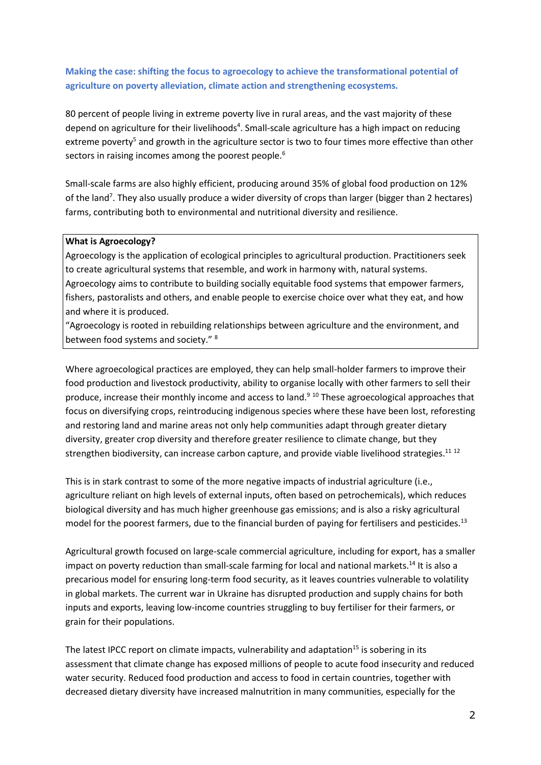**Making the case: shifting the focus to agroecology to achieve the transformational potential of agriculture on poverty alleviation, climate action and strengthening ecosystems.**

80 percent of people living in extreme poverty live in rural areas, and the vast majority of these depend on agriculture for their livelihoods[4]. Small-scale agriculture has a high impact on reducing extreme poverty[5] and growth in the agriculture sector is two to four times more effective than other sectors in raising incomes among the poorest people.[6]

Small-scale farms are also highly efficient, producing around 35% of global food production on 12% of the land[7]. They also usually produce a wider diversity of crops than larger (bigger than 2 hectares) farms, contributing both to environmental and nutritional diversity and resilience.

> **What is Agroecology?**
> Agroecology is the application of ecological principles to agricultural production. Practitioners seek to create agricultural systems that resemble, and work in harmony with, natural systems. Agroecology aims to contribute to building socially equitable food systems that empower farmers, fishers, pastoralists and others, and enable people to exercise choice over what they eat, and how and where it is produced.
> "Agroecology is rooted in rebuilding relationships between agriculture and the environment, and between food systems and society." [8]

Where agroecological practices are employed, they can help small-holder farmers to improve their food production and livestock productivity, ability to organise locally with other farmers to sell their produce, increase their monthly income and access to land.[9] [10] These agroecological approaches that focus on diversifying crops, reintroducing indigenous species where these have been lost, reforesting and restoring land and marine areas not only help communities adapt through greater dietary diversity, greater crop diversity and therefore greater resilience to climate change, but they strengthen biodiversity, can increase carbon capture, and provide viable livelihood strategies.[11] [12]

This is in stark contrast to some of the more negative impacts of industrial agriculture (i.e., agriculture reliant on high levels of external inputs, often based on petrochemicals), which reduces biological diversity and has much higher greenhouse gas emissions; and is also a risky agricultural model for the poorest farmers, due to the financial burden of paying for fertilisers and pesticides.[13]

Agricultural growth focused on large-scale commercial agriculture, including for export, has a smaller impact on poverty reduction than small-scale farming for local and national markets.[14] It is also a precarious model for ensuring long-term food security, as it leaves countries vulnerable to volatility in global markets. The current war in Ukraine has disrupted production and supply chains for both inputs and exports, leaving low-income countries struggling to buy fertiliser for their farmers, or grain for their populations.

The latest IPCC report on climate impacts, vulnerability and adaptation[15] is sobering in its assessment that climate change has exposed millions of people to acute food insecurity and reduced water security. Reduced food production and access to food in certain countries, together with decreased dietary diversity have increased malnutrition in many communities, especially for the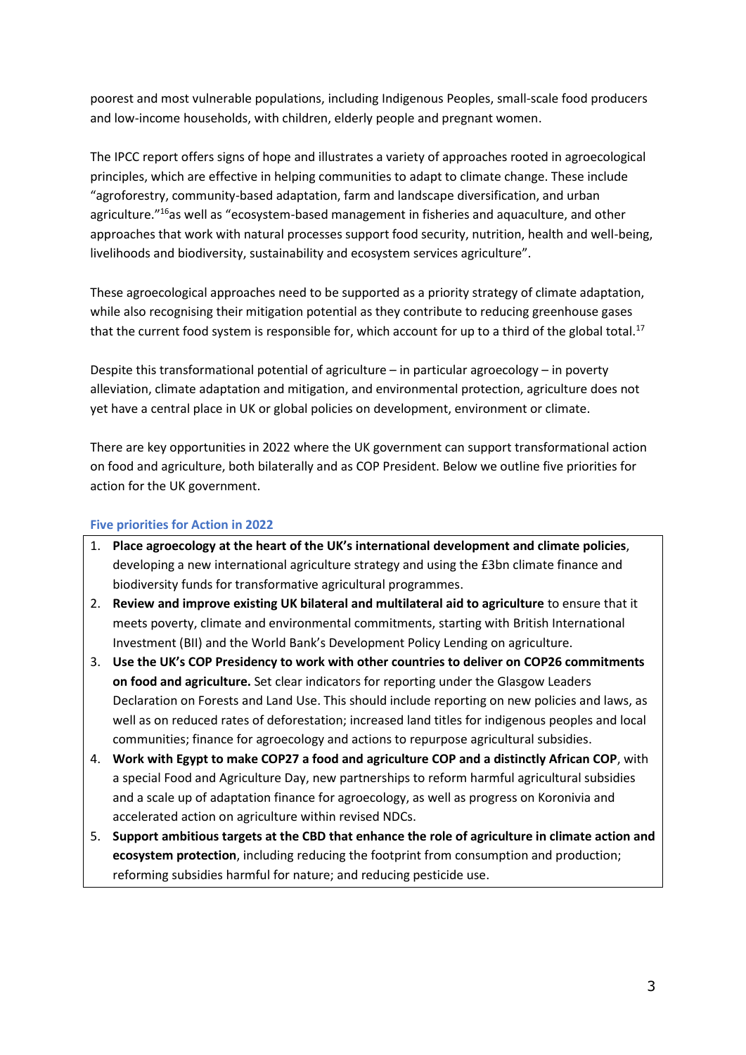poorest and most vulnerable populations, including Indigenous Peoples, small-scale food producers and low-income households, with children, elderly people and pregnant women.

The IPCC report offers signs of hope and illustrates a variety of approaches rooted in agroecological principles, which are effective in helping communities to adapt to climate change. These include "agroforestry, community-based adaptation, farm and landscape diversification, and urban agriculture."[16]as well as "ecosystem-based management in fisheries and aquaculture, and other approaches that work with natural processes support food security, nutrition, health and well-being, livelihoods and biodiversity, sustainability and ecosystem services agriculture".

These agroecological approaches need to be supported as a priority strategy of climate adaptation, while also recognising their mitigation potential as they contribute to reducing greenhouse gases that the current food system is responsible for, which account for up to a third of the global total.[17]

Despite this transformational potential of agriculture – in particular agroecology – in poverty alleviation, climate adaptation and mitigation, and environmental protection, agriculture does not yet have a central place in UK or global policies on development, environment or climate.

There are key opportunities in 2022 where the UK government can support transformational action on food and agriculture, both bilaterally and as COP President. Below we outline five priorities for action for the UK government.

### Five priorities for Action in 2022

1. **Place agroecology at the heart of the UK's international development and climate policies**, developing a new international agriculture strategy and using the £3bn climate finance and biodiversity funds for transformative agricultural programmes.
2. **Review and improve existing UK bilateral and multilateral aid to agriculture** to ensure that it meets poverty, climate and environmental commitments, starting with British International Investment (BII) and the World Bank's Development Policy Lending on agriculture.
3. **Use the UK's COP Presidency to work with other countries to deliver on COP26 commitments on food and agriculture.** Set clear indicators for reporting under the Glasgow Leaders Declaration on Forests and Land Use. This should include reporting on new policies and laws, as well as on reduced rates of deforestation; increased land titles for indigenous peoples and local communities; finance for agroecology and actions to repurpose agricultural subsidies.
4. **Work with Egypt to make COP27 a food and agriculture COP and a distinctly African COP**, with a special Food and Agriculture Day, new partnerships to reform harmful agricultural subsidies and a scale up of adaptation finance for agroecology, as well as progress on Koronivia and accelerated action on agriculture within revised NDCs.
5. **Support ambitious targets at the CBD that enhance the role of agriculture in climate action and ecosystem protection**, including reducing the footprint from consumption and production; reforming subsidies harmful for nature; and reducing pesticide use.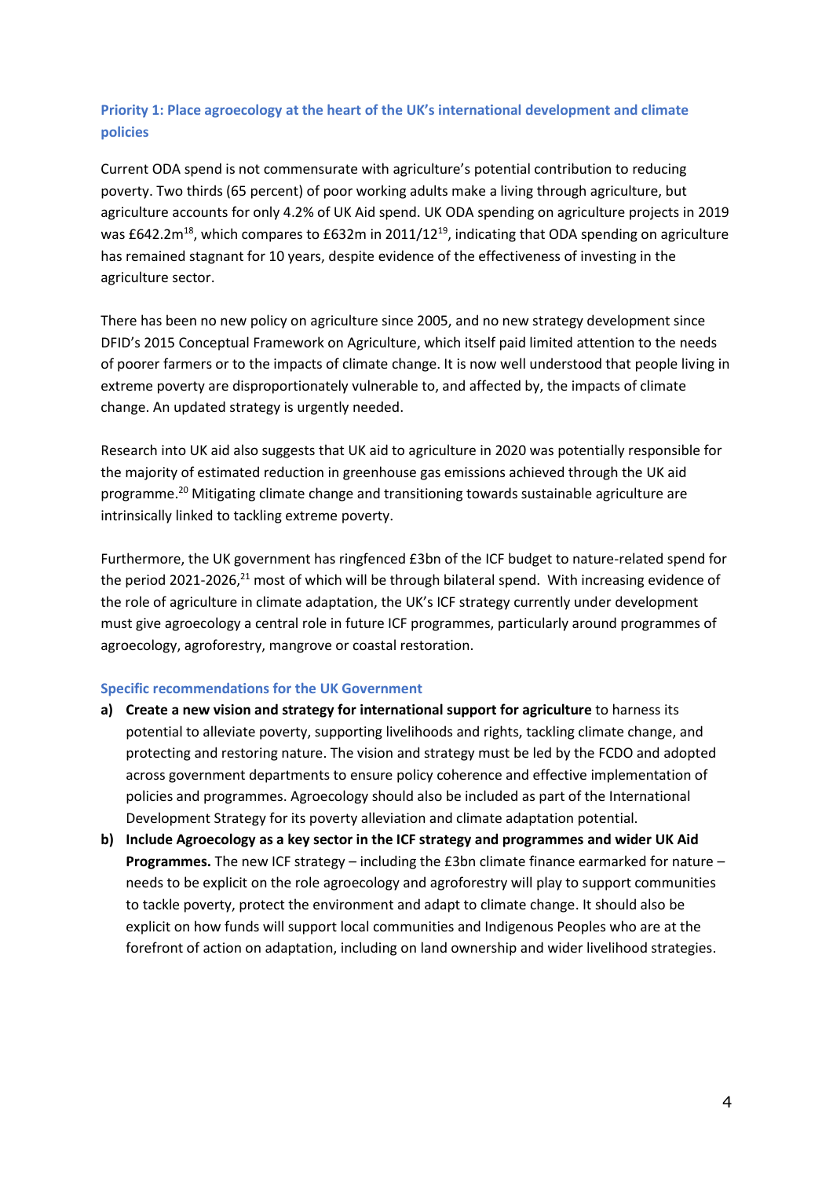### Priority 1: Place agroecology at the heart of the UK's international development and climate policies

Current ODA spend is not commensurate with agriculture's potential contribution to reducing poverty. Two thirds (65 percent) of poor working adults make a living through agriculture, but agriculture accounts for only 4.2% of UK Aid spend. UK ODA spending on agriculture projects in 2019 was £642.2m[18], which compares to £632m in 2011/12[19], indicating that ODA spending on agriculture has remained stagnant for 10 years, despite evidence of the effectiveness of investing in the agriculture sector.

There has been no new policy on agriculture since 2005, and no new strategy development since DFID's 2015 Conceptual Framework on Agriculture, which itself paid limited attention to the needs of poorer farmers or to the impacts of climate change. It is now well understood that people living in extreme poverty are disproportionately vulnerable to, and affected by, the impacts of climate change. An updated strategy is urgently needed.

Research into UK aid also suggests that UK aid to agriculture in 2020 was potentially responsible for the majority of estimated reduction in greenhouse gas emissions achieved through the UK aid programme.[20] Mitigating climate change and transitioning towards sustainable agriculture are intrinsically linked to tackling extreme poverty.

Furthermore, the UK government has ringfenced £3bn of the ICF budget to nature-related spend for the period 2021-2026,[21] most of which will be through bilateral spend. With increasing evidence of the role of agriculture in climate adaptation, the UK's ICF strategy currently under development must give agroecology a central role in future ICF programmes, particularly around programmes of agroecology, agroforestry, mangrove or coastal restoration.

#### Specific recommendations for the UK Government

a) **Create a new vision and strategy for international support for agriculture** to harness its potential to alleviate poverty, supporting livelihoods and rights, tackling climate change, and protecting and restoring nature. The vision and strategy must be led by the FCDO and adopted across government departments to ensure policy coherence and effective implementation of policies and programmes. Agroecology should also be included as part of the International Development Strategy for its poverty alleviation and climate adaptation potential.

b) **Include Agroecology as a key sector in the ICF strategy and programmes and wider UK Aid Programmes.** The new ICF strategy – including the £3bn climate finance earmarked for nature – needs to be explicit on the role agroecology and agroforestry will play to support communities to tackle poverty, protect the environment and adapt to climate change. It should also be explicit on how funds will support local communities and Indigenous Peoples who are at the forefront of action on adaptation, including on land ownership and wider livelihood strategies.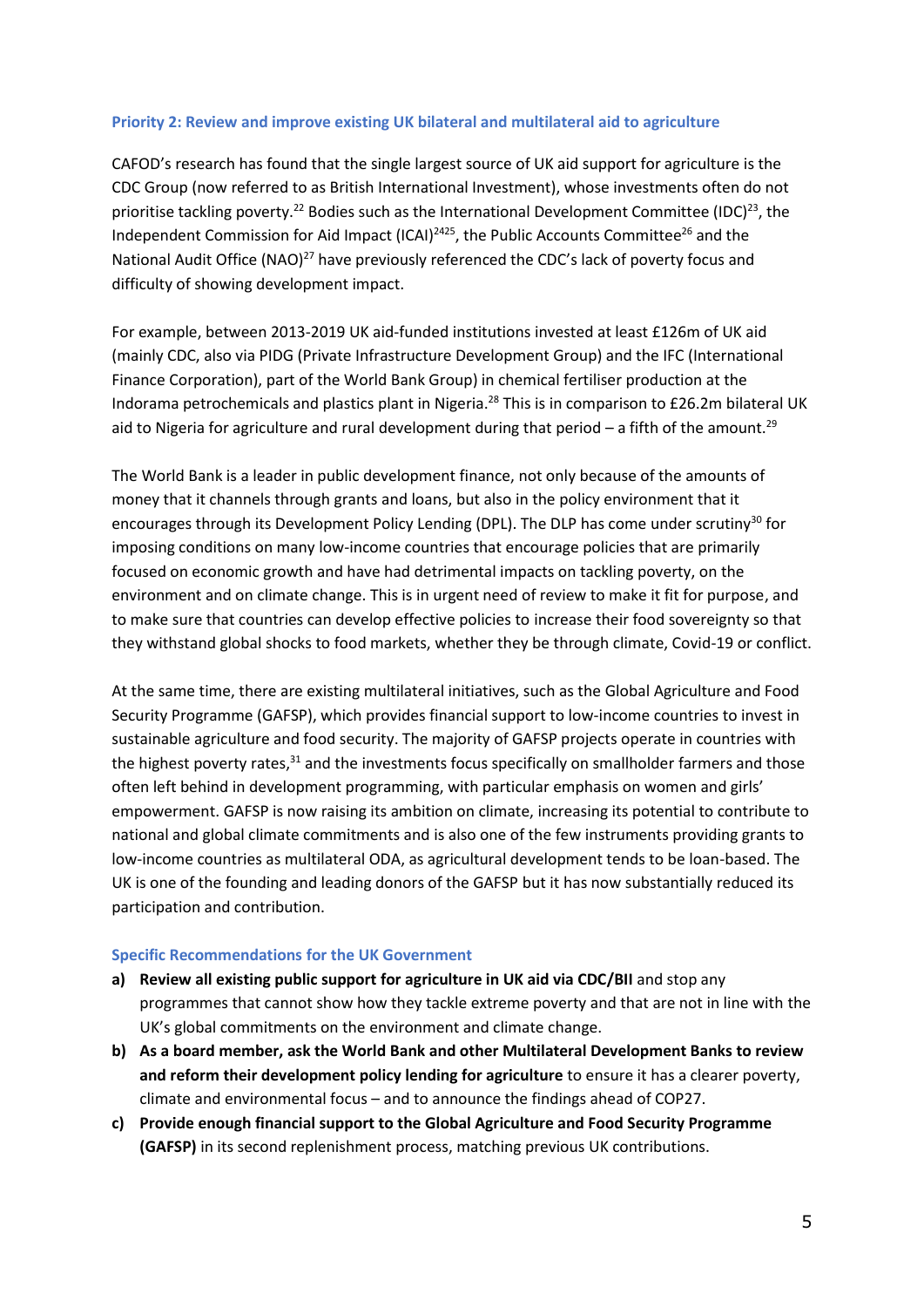### Priority 2: Review and improve existing UK bilateral and multilateral aid to agriculture

CAFOD's research has found that the single largest source of UK aid support for agriculture is the CDC Group (now referred to as British International Investment), whose investments often do not prioritise tackling poverty.[22] Bodies such as the International Development Committee (IDC)[23], the Independent Commission for Aid Impact (ICAI)[24][25], the Public Accounts Committee[26] and the National Audit Office (NAO)[27] have previously referenced the CDC's lack of poverty focus and difficulty of showing development impact.

For example, between 2013-2019 UK aid-funded institutions invested at least £126m of UK aid (mainly CDC, also via PIDG (Private Infrastructure Development Group) and the IFC (International Finance Corporation), part of the World Bank Group) in chemical fertiliser production at the Indorama petrochemicals and plastics plant in Nigeria.[28] This is in comparison to £26.2m bilateral UK aid to Nigeria for agriculture and rural development during that period – a fifth of the amount.[29]

The World Bank is a leader in public development finance, not only because of the amounts of money that it channels through grants and loans, but also in the policy environment that it encourages through its Development Policy Lending (DPL). The DLP has come under scrutiny[30] for imposing conditions on many low-income countries that encourage policies that are primarily focused on economic growth and have had detrimental impacts on tackling poverty, on the environment and on climate change. This is in urgent need of review to make it fit for purpose, and to make sure that countries can develop effective policies to increase their food sovereignty so that they withstand global shocks to food markets, whether they be through climate, Covid-19 or conflict.

At the same time, there are existing multilateral initiatives, such as the Global Agriculture and Food Security Programme (GAFSP), which provides financial support to low-income countries to invest in sustainable agriculture and food security. The majority of GAFSP projects operate in countries with the highest poverty rates,[31] and the investments focus specifically on smallholder farmers and those often left behind in development programming, with particular emphasis on women and girls' empowerment. GAFSP is now raising its ambition on climate, increasing its potential to contribute to national and global climate commitments and is also one of the few instruments providing grants to low-income countries as multilateral ODA, as agricultural development tends to be loan-based. The UK is one of the founding and leading donors of the GAFSP but it has now substantially reduced its participation and contribution.

### Specific Recommendations for the UK Government

a) **Review all existing public support for agriculture in UK aid via CDC/BII** and stop any programmes that cannot show how they tackle extreme poverty and that are not in line with the UK's global commitments on the environment and climate change.

b) **As a board member, ask the World Bank and other Multilateral Development Banks to review and reform their development policy lending for agriculture** to ensure it has a clearer poverty, climate and environmental focus – and to announce the findings ahead of COP27.

c) **Provide enough financial support to the Global Agriculture and Food Security Programme (GAFSP)** in its second replenishment process, matching previous UK contributions.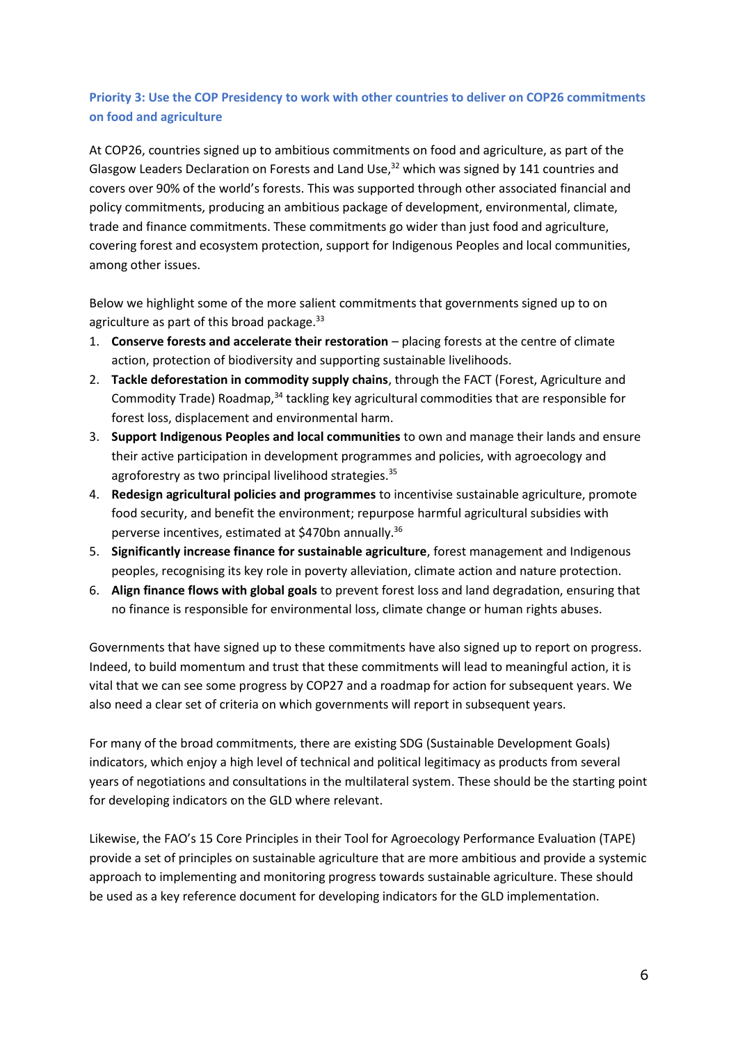### Priority 3: Use the COP Presidency to work with other countries to deliver on COP26 commitments on food and agriculture

At COP26, countries signed up to ambitious commitments on food and agriculture, as part of the Glasgow Leaders Declaration on Forests and Land Use,[32] which was signed by 141 countries and covers over 90% of the world's forests. This was supported through other associated financial and policy commitments, producing an ambitious package of development, environmental, climate, trade and finance commitments. These commitments go wider than just food and agriculture, covering forest and ecosystem protection, support for Indigenous Peoples and local communities, among other issues.

Below we highlight some of the more salient commitments that governments signed up to on agriculture as part of this broad package.[33]

1. **Conserve forests and accelerate their restoration** – placing forests at the centre of climate action, protection of biodiversity and supporting sustainable livelihoods.
2. **Tackle deforestation in commodity supply chains**, through the FACT (Forest, Agriculture and Commodity Trade) Roadmap,[34] tackling key agricultural commodities that are responsible for forest loss, displacement and environmental harm.
3. **Support Indigenous Peoples and local communities** to own and manage their lands and ensure their active participation in development programmes and policies, with agroecology and agroforestry as two principal livelihood strategies.[35]
4. **Redesign agricultural policies and programmes** to incentivise sustainable agriculture, promote food security, and benefit the environment; repurpose harmful agricultural subsidies with perverse incentives, estimated at $470bn annually.[36]
5. **Significantly increase finance for sustainable agriculture**, forest management and Indigenous peoples, recognising its key role in poverty alleviation, climate action and nature protection.
6. **Align finance flows with global goals** to prevent forest loss and land degradation, ensuring that no finance is responsible for environmental loss, climate change or human rights abuses.

Governments that have signed up to these commitments have also signed up to report on progress. Indeed, to build momentum and trust that these commitments will lead to meaningful action, it is vital that we can see some progress by COP27 and a roadmap for action for subsequent years. We also need a clear set of criteria on which governments will report in subsequent years.

For many of the broad commitments, there are existing SDG (Sustainable Development Goals) indicators, which enjoy a high level of technical and political legitimacy as products from several years of negotiations and consultations in the multilateral system. These should be the starting point for developing indicators on the GLD where relevant.

Likewise, the FAO's 15 Core Principles in their Tool for Agroecology Performance Evaluation (TAPE) provide a set of principles on sustainable agriculture that are more ambitious and provide a systemic approach to implementing and monitoring progress towards sustainable agriculture. These should be used as a key reference document for developing indicators for the GLD implementation.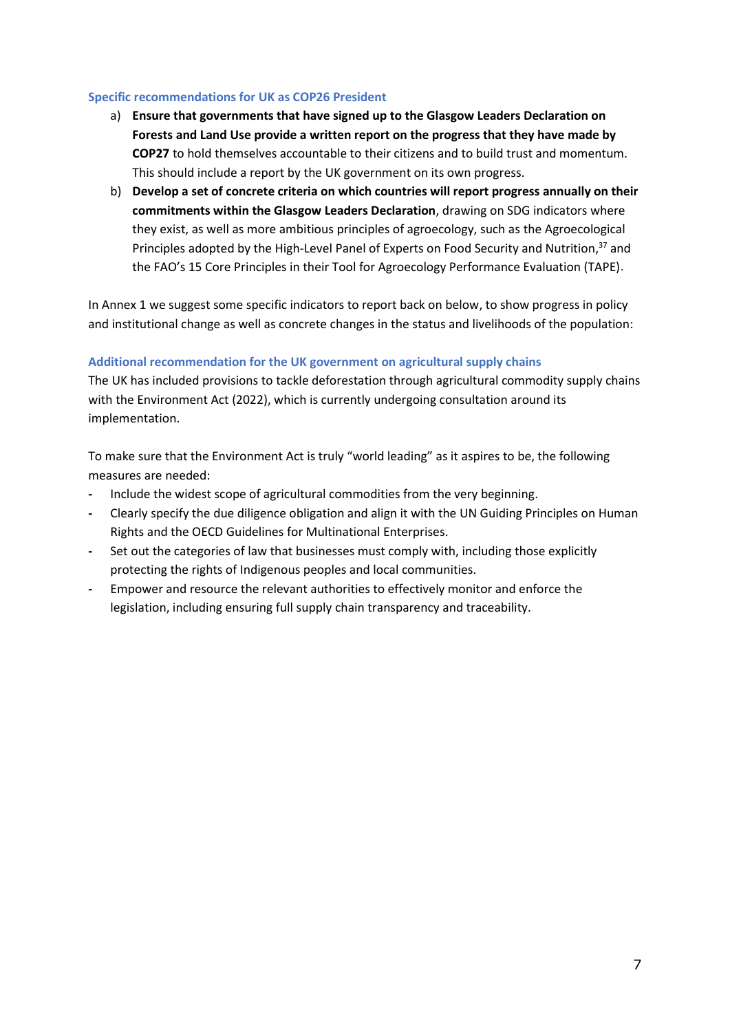### Specific recommendations for UK as COP26 President

a) **Ensure that governments that have signed up to the Glasgow Leaders Declaration on Forests and Land Use provide a written report on the progress that they have made by COP27** to hold themselves accountable to their citizens and to build trust and momentum. This should include a report by the UK government on its own progress.

b) **Develop a set of concrete criteria on which countries will report progress annually on their commitments within the Glasgow Leaders Declaration**, drawing on SDG indicators where they exist, as well as more ambitious principles of agroecology, such as the Agroecological Principles adopted by the High-Level Panel of Experts on Food Security and Nutrition,[37] and the FAO's 15 Core Principles in their Tool for Agroecology Performance Evaluation (TAPE).

In Annex 1 we suggest some specific indicators to report back on below, to show progress in policy and institutional change as well as concrete changes in the status and livelihoods of the population:

### Additional recommendation for the UK government on agricultural supply chains

The UK has included provisions to tackle deforestation through agricultural commodity supply chains with the Environment Act (2022), which is currently undergoing consultation around its implementation.

To make sure that the Environment Act is truly "world leading" as it aspires to be, the following measures are needed:

- Include the widest scope of agricultural commodities from the very beginning.
- Clearly specify the due diligence obligation and align it with the UN Guiding Principles on Human Rights and the OECD Guidelines for Multinational Enterprises.
- Set out the categories of law that businesses must comply with, including those explicitly protecting the rights of Indigenous peoples and local communities.
- Empower and resource the relevant authorities to effectively monitor and enforce the legislation, including ensuring full supply chain transparency and traceability.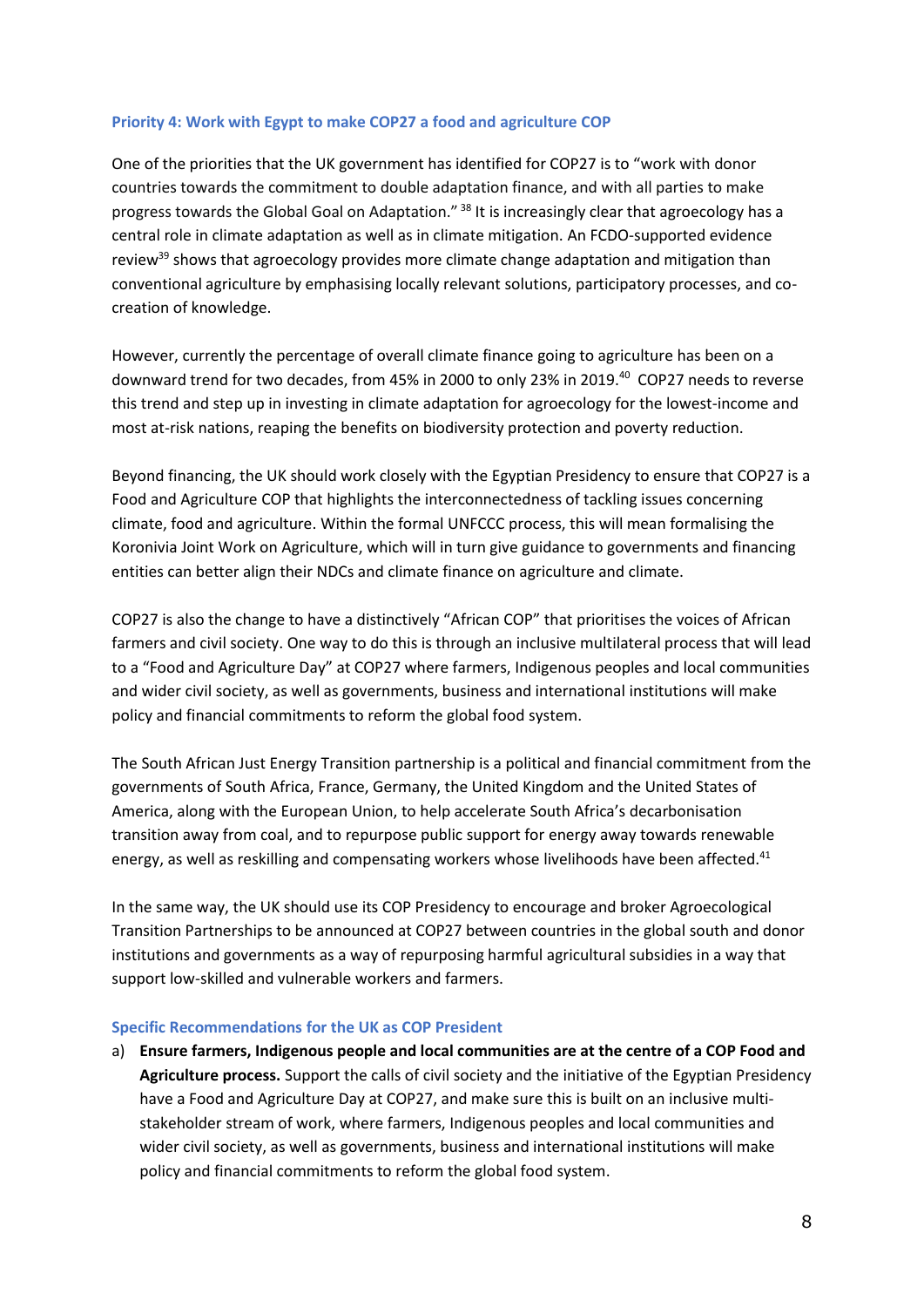### Priority 4: Work with Egypt to make COP27 a food and agriculture COP

One of the priorities that the UK government has identified for COP27 is to "work with donor countries towards the commitment to double adaptation finance, and with all parties to make progress towards the Global Goal on Adaptation." [38] It is increasingly clear that agroecology has a central role in climate adaptation as well as in climate mitigation. An FCDO-supported evidence review[39] shows that agroecology provides more climate change adaptation and mitigation than conventional agriculture by emphasising locally relevant solutions, participatory processes, and co-creation of knowledge.

However, currently the percentage of overall climate finance going to agriculture has been on a downward trend for two decades, from 45% in 2000 to only 23% in 2019.[40] COP27 needs to reverse this trend and step up in investing in climate adaptation for agroecology for the lowest-income and most at-risk nations, reaping the benefits on biodiversity protection and poverty reduction.

Beyond financing, the UK should work closely with the Egyptian Presidency to ensure that COP27 is a Food and Agriculture COP that highlights the interconnectedness of tackling issues concerning climate, food and agriculture. Within the formal UNFCCC process, this will mean formalising the Koronivia Joint Work on Agriculture, which will in turn give guidance to governments and financing entities can better align their NDCs and climate finance on agriculture and climate.

COP27 is also the change to have a distinctively "African COP" that prioritises the voices of African farmers and civil society. One way to do this is through an inclusive multilateral process that will lead to a "Food and Agriculture Day" at COP27 where farmers, Indigenous peoples and local communities and wider civil society, as well as governments, business and international institutions will make policy and financial commitments to reform the global food system.

The South African Just Energy Transition partnership is a political and financial commitment from the governments of South Africa, France, Germany, the United Kingdom and the United States of America, along with the European Union, to help accelerate South Africa's decarbonisation transition away from coal, and to repurpose public support for energy away towards renewable energy, as well as reskilling and compensating workers whose livelihoods have been affected.[41]

In the same way, the UK should use its COP Presidency to encourage and broker Agroecological Transition Partnerships to be announced at COP27 between countries in the global south and donor institutions and governments as a way of repurposing harmful agricultural subsidies in a way that support low-skilled and vulnerable workers and farmers.

#### Specific Recommendations for the UK as COP President

a) **Ensure farmers, Indigenous people and local communities are at the centre of a COP Food and Agriculture process.** Support the calls of civil society and the initiative of the Egyptian Presidency have a Food and Agriculture Day at COP27, and make sure this is built on an inclusive multi-stakeholder stream of work, where farmers, Indigenous peoples and local communities and wider civil society, as well as governments, business and international institutions will make policy and financial commitments to reform the global food system.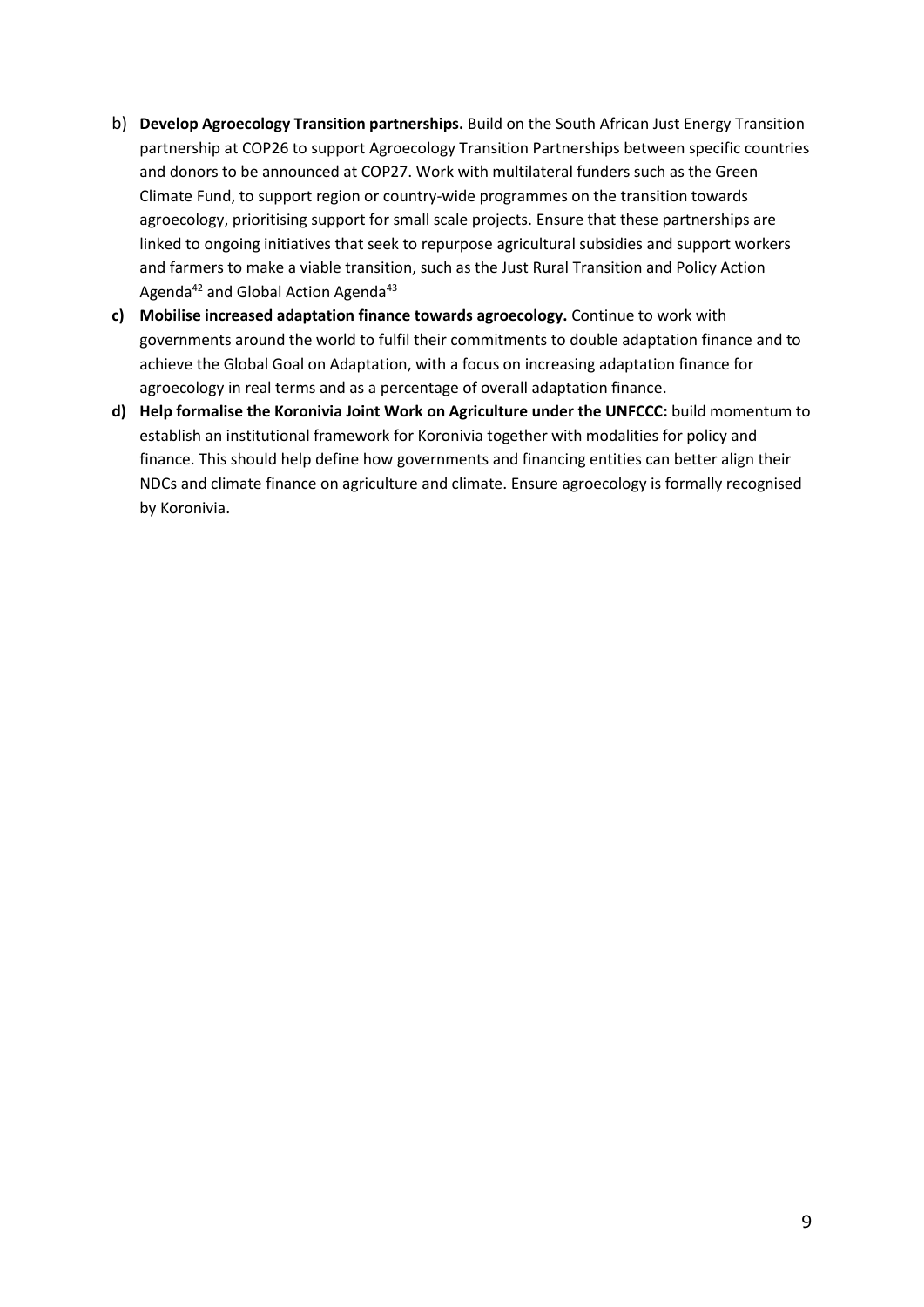b) **Develop Agroecology Transition partnerships.** Build on the South African Just Energy Transition partnership at COP26 to support Agroecology Transition Partnerships between specific countries and donors to be announced at COP27. Work with multilateral funders such as the Green Climate Fund, to support region or country-wide programmes on the transition towards agroecology, prioritising support for small scale projects. Ensure that these partnerships are linked to ongoing initiatives that seek to repurpose agricultural subsidies and support workers and farmers to make a viable transition, such as the Just Rural Transition and Policy Action Agenda[42] and Global Action Agenda[43]

c) **Mobilise increased adaptation finance towards agroecology.** Continue to work with governments around the world to fulfil their commitments to double adaptation finance and to achieve the Global Goal on Adaptation, with a focus on increasing adaptation finance for agroecology in real terms and as a percentage of overall adaptation finance.

d) **Help formalise the Koronivia Joint Work on Agriculture under the UNFCCC:** build momentum to establish an institutional framework for Koronivia together with modalities for policy and finance. This should help define how governments and financing entities can better align their NDCs and climate finance on agriculture and climate. Ensure agroecology is formally recognised by Koronivia.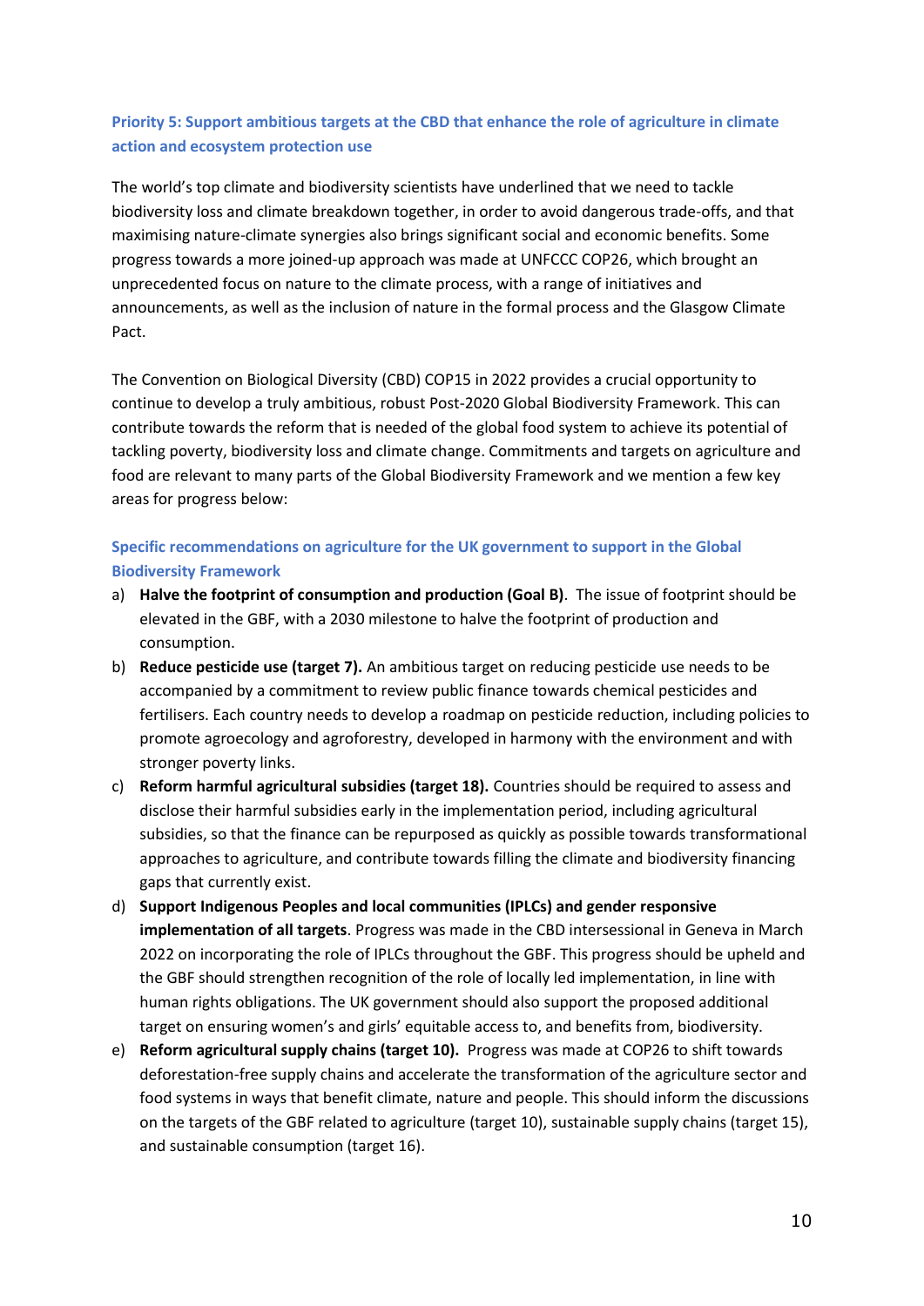### Priority 5: Support ambitious targets at the CBD that enhance the role of agriculture in climate action and ecosystem protection use

The world's top climate and biodiversity scientists have underlined that we need to tackle biodiversity loss and climate breakdown together, in order to avoid dangerous trade-offs, and that maximising nature-climate synergies also brings significant social and economic benefits. Some progress towards a more joined-up approach was made at UNFCCC COP26, which brought an unprecedented focus on nature to the climate process, with a range of initiatives and announcements, as well as the inclusion of nature in the formal process and the Glasgow Climate Pact.

The Convention on Biological Diversity (CBD) COP15 in 2022 provides a crucial opportunity to continue to develop a truly ambitious, robust Post-2020 Global Biodiversity Framework. This can contribute towards the reform that is needed of the global food system to achieve its potential of tackling poverty, biodiversity loss and climate change. Commitments and targets on agriculture and food are relevant to many parts of the Global Biodiversity Framework and we mention a few key areas for progress below:

### Specific recommendations on agriculture for the UK government to support in the Global Biodiversity Framework

a) **Halve the footprint of consumption and production (Goal B)**. The issue of footprint should be elevated in the GBF, with a 2030 milestone to halve the footprint of production and consumption.
b) **Reduce pesticide use (target 7).** An ambitious target on reducing pesticide use needs to be accompanied by a commitment to review public finance towards chemical pesticides and fertilisers. Each country needs to develop a roadmap on pesticide reduction, including policies to promote agroecology and agroforestry, developed in harmony with the environment and with stronger poverty links.
c) **Reform harmful agricultural subsidies (target 18).** Countries should be required to assess and disclose their harmful subsidies early in the implementation period, including agricultural subsidies, so that the finance can be repurposed as quickly as possible towards transformational approaches to agriculture, and contribute towards filling the climate and biodiversity financing gaps that currently exist.
d) **Support Indigenous Peoples and local communities (IPLCs) and gender responsive implementation of all targets**. Progress was made in the CBD intersessional in Geneva in March 2022 on incorporating the role of IPLCs throughout the GBF. This progress should be upheld and the GBF should strengthen recognition of the role of locally led implementation, in line with human rights obligations. The UK government should also support the proposed additional target on ensuring women's and girls' equitable access to, and benefits from, biodiversity.
e) **Reform agricultural supply chains (target 10).** Progress was made at COP26 to shift towards deforestation-free supply chains and accelerate the transformation of the agriculture sector and food systems in ways that benefit climate, nature and people. This should inform the discussions on the targets of the GBF related to agriculture (target 10), sustainable supply chains (target 15), and sustainable consumption (target 16).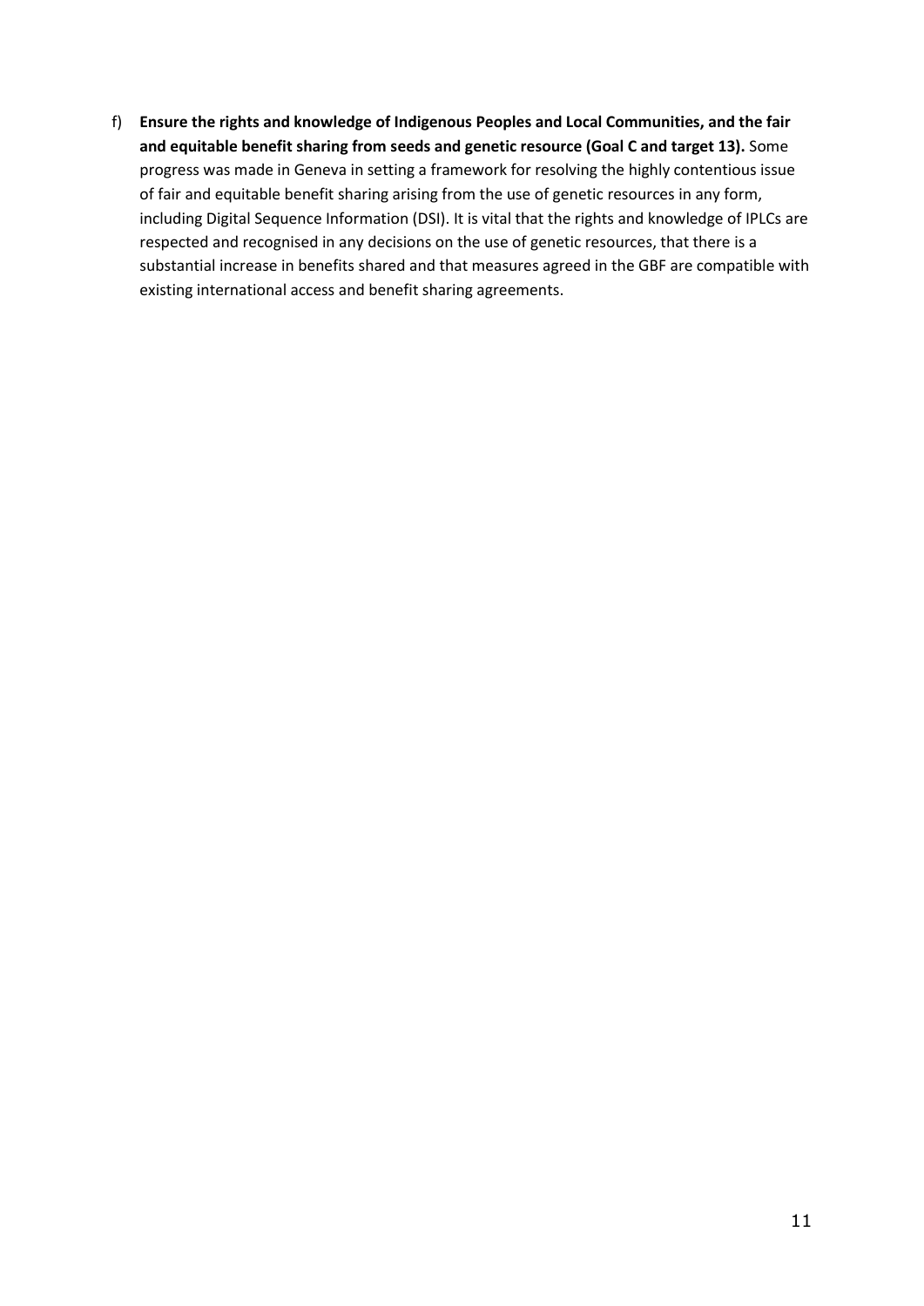f) **Ensure the rights and knowledge of Indigenous Peoples and Local Communities, and the fair and equitable benefit sharing from seeds and genetic resource (Goal C and target 13).** Some progress was made in Geneva in setting a framework for resolving the highly contentious issue of fair and equitable benefit sharing arising from the use of genetic resources in any form, including Digital Sequence Information (DSI). It is vital that the rights and knowledge of IPLCs are respected and recognised in any decisions on the use of genetic resources, that there is a substantial increase in benefits shared and that measures agreed in the GBF are compatible with existing international access and benefit sharing agreements.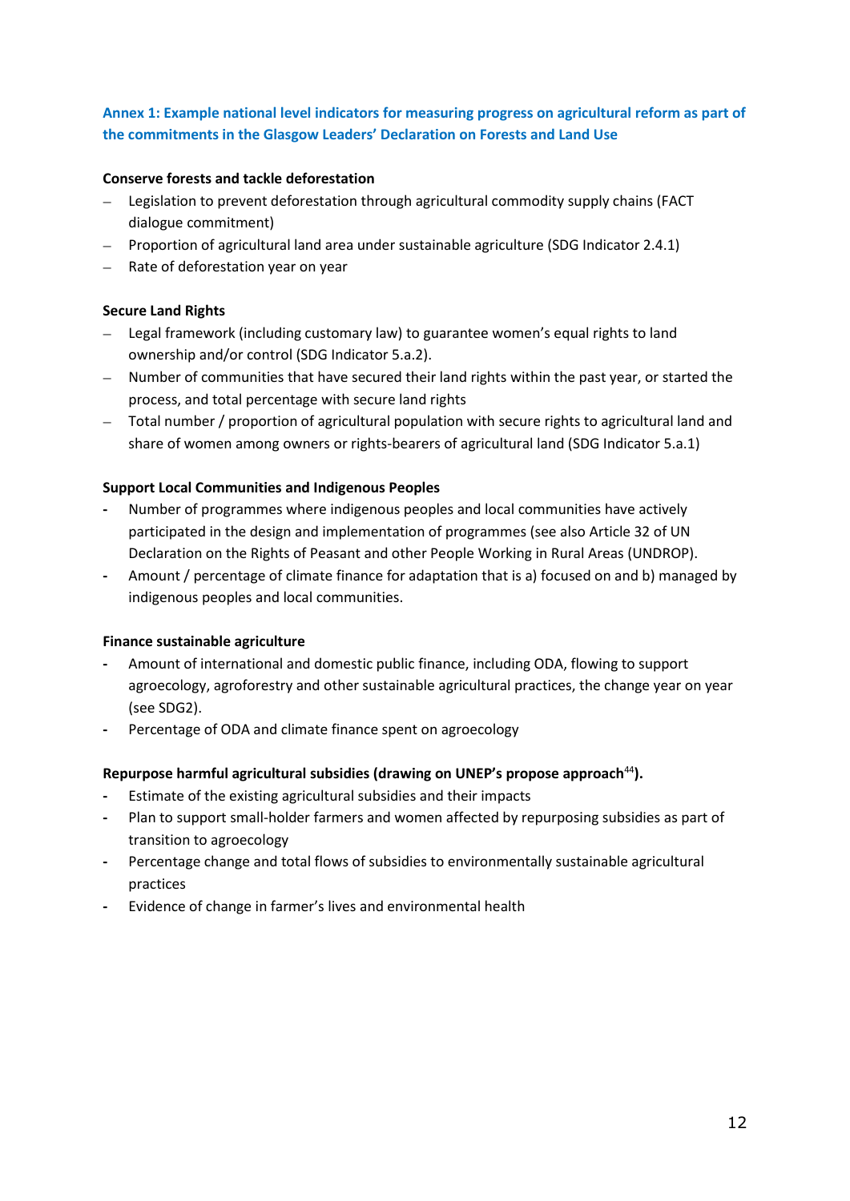## Annex 1: Example national level indicators for measuring progress on agricultural reform as part of the commitments in the Glasgow Leaders' Declaration on Forests and Land Use

**Conserve forests and tackle deforestation**

- Legislation to prevent deforestation through agricultural commodity supply chains (FACT dialogue commitment)
- Proportion of agricultural land area under sustainable agriculture (SDG Indicator 2.4.1)
- Rate of deforestation year on year

**Secure Land Rights**

- Legal framework (including customary law) to guarantee women's equal rights to land ownership and/or control (SDG Indicator 5.a.2).
- Number of communities that have secured their land rights within the past year, or started the process, and total percentage with secure land rights
- Total number / proportion of agricultural population with secure rights to agricultural land and share of women among owners or rights-bearers of agricultural land (SDG Indicator 5.a.1)

**Support Local Communities and Indigenous Peoples**

- Number of programmes where indigenous peoples and local communities have actively participated in the design and implementation of programmes (see also Article 32 of UN Declaration on the Rights of Peasant and other People Working in Rural Areas (UNDROP).
- Amount / percentage of climate finance for adaptation that is a) focused on and b) managed by indigenous peoples and local communities.

**Finance sustainable agriculture**

- Amount of international and domestic public finance, including ODA, flowing to support agroecology, agroforestry and other sustainable agricultural practices, the change year on year (see SDG2).
- Percentage of ODA and climate finance spent on agroecology

**Repurpose harmful agricultural subsidies (drawing on UNEP's propose approach[44]).**

- Estimate of the existing agricultural subsidies and their impacts
- Plan to support small-holder farmers and women affected by repurposing subsidies as part of transition to agroecology
- Percentage change and total flows of subsidies to environmentally sustainable agricultural practices
- Evidence of change in farmer's lives and environmental health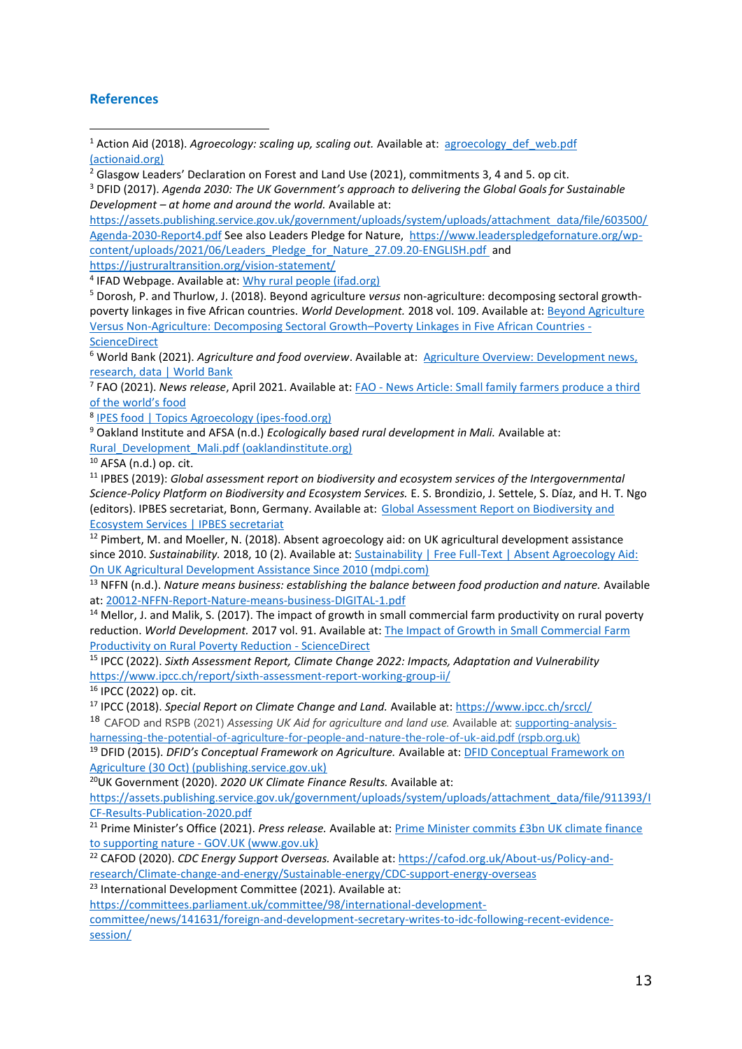## References

[1] Action Aid (2018). *Agroecology: scaling up, scaling out.* Available at: agroecology_def_web.pdf (actionaid.org)

[2] Glasgow Leaders' Declaration on Forest and Land Use (2021), commitments 3, 4 and 5. op cit.

[3] DFID (2017). *Agenda 2030: The UK Government's approach to delivering the Global Goals for Sustainable Development – at home and around the world.* Available at: https://assets.publishing.service.gov.uk/government/uploads/system/uploads/attachment_data/file/603500/Agenda-2030-Report4.pdf See also Leaders Pledge for Nature, https://www.leaderspledgefornature.org/wp-content/uploads/2021/06/Leaders_Pledge_for_Nature_27.09.20-ENGLISH.pdf and https://justruraltransition.org/vision-statement/

[4] IFAD Webpage. Available at: Why rural people (ifad.org)

[5] Dorosh, P. and Thurlow, J. (2018). Beyond agriculture *versus* non-agriculture: decomposing sectoral growth-poverty linkages in five African countries. *World Development.* 2018 vol. 109. Available at: Beyond Agriculture Versus Non-Agriculture: Decomposing Sectoral Growth–Poverty Linkages in Five African Countries - ScienceDirect

[6] World Bank (2021). *Agriculture and food overview*. Available at: Agriculture Overview: Development news, research, data | World Bank

[7] FAO (2021). *News release*, April 2021. Available at: FAO - News Article: Small family farmers produce a third of the world's food

[8] IPES food | Topics Agroecology (ipes-food.org)

[9] Oakland Institute and AFSA (n.d.) *Ecologically based rural development in Mali.* Available at: Rural_Development_Mali.pdf (oaklandinstitute.org)

[10] AFSA (n.d.) op. cit.

[11] IPBES (2019): *Global assessment report on biodiversity and ecosystem services of the Intergovernmental Science-Policy Platform on Biodiversity and Ecosystem Services.* E. S. Brondizio, J. Settele, S. Díaz, and H. T. Ngo (editors). IPBES secretariat, Bonn, Germany. Available at: Global Assessment Report on Biodiversity and Ecosystem Services | IPBES secretariat

[12] Pimbert, M. and Moeller, N. (2018). Absent agroecology aid: on UK agricultural development assistance since 2010. *Sustainability.* 2018, 10 (2). Available at: Sustainability | Free Full-Text | Absent Agroecology Aid: On UK Agricultural Development Assistance Since 2010 (mdpi.com)

[13] NFFN (n.d.). *Nature means business: establishing the balance between food production and nature.* Available at: 20012-NFFN-Report-Nature-means-business-DIGITAL-1.pdf

[14] Mellor, J. and Malik, S. (2017). The impact of growth in small commercial farm productivity on rural poverty reduction. *World Development.* 2017 vol. 91. Available at: The Impact of Growth in Small Commercial Farm Productivity on Rural Poverty Reduction - ScienceDirect

[15] IPCC (2022). *Sixth Assessment Report, Climate Change 2022: Impacts, Adaptation and Vulnerability* https://www.ipcc.ch/report/sixth-assessment-report-working-group-ii/

[16] IPCC (2022) op. cit.

[17] IPCC (2018). *Special Report on Climate Change and Land.* Available at: https://www.ipcc.ch/srccl/

[18] CAFOD and RSPB (2021) *Assessing UK Aid for agriculture and land use.* Available at: supporting-analysis-harnessing-the-potential-of-agriculture-for-people-and-nature-the-role-of-uk-aid.pdf (rspb.org.uk)

[19] DFID (2015). *DFID's Conceptual Framework on Agriculture.* Available at: DFID Conceptual Framework on Agriculture (30 Oct) (publishing.service.gov.uk)

[20] UK Government (2020). *2020 UK Climate Finance Results.* Available at: https://assets.publishing.service.gov.uk/government/uploads/system/uploads/attachment_data/file/911393/ICF-Results-Publication-2020.pdf

[21] Prime Minister's Office (2021). *Press release.* Available at: Prime Minister commits £3bn UK climate finance to supporting nature - GOV.UK (www.gov.uk)

[22] CAFOD (2020). *CDC Energy Support Overseas.* Available at: https://cafod.org.uk/About-us/Policy-and-research/Climate-change-and-energy/Sustainable-energy/CDC-support-energy-overseas

[23] International Development Committee (2021). Available at: https://committees.parliament.uk/committee/98/international-development-committee/news/141631/foreign-and-development-secretary-writes-to-idc-following-recent-evidence-session/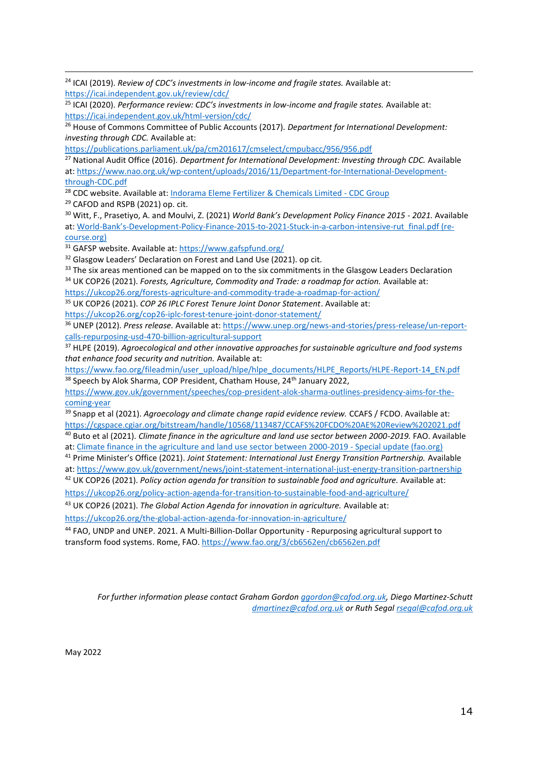[24] ICAI (2019). *Review of CDC's investments in low-income and fragile states.* Available at: https://icai.independent.gov.uk/review/cdc/

[25] ICAI (2020). *Performance review: CDC's investments in low-income and fragile states.* Available at: https://icai.independent.gov.uk/html-version/cdc/

[26] House of Commons Committee of Public Accounts (2017). *Department for International Development: investing through CDC.* Available at: https://publications.parliament.uk/pa/cm201617/cmselect/cmpubacc/956/956.pdf

[27] National Audit Office (2016). *Department for International Development: Investing through CDC.* Available at: https://www.nao.org.uk/wp-content/uploads/2016/11/Department-for-International-Development-through-CDC.pdf

[28] CDC website. Available at: Indorama Eleme Fertilizer & Chemicals Limited - CDC Group

[29] CAFOD and RSPB (2021) op. cit.

[30] Witt, F., Prasetiyo, A. and Moulvi, Z. (2021) *World Bank's Development Policy Finance 2015 - 2021.* Available at: World-Bank's-Development-Policy-Finance-2015-to-2021-Stuck-in-a-carbon-intensive-rut_final.pdf (re-course.org)

[31] GAFSP website. Available at: https://www.gafspfund.org/

[32] Glasgow Leaders' Declaration on Forest and Land Use (2021). op cit.

[33] The six areas mentioned can be mapped on to the six commitments in the Glasgow Leaders Declaration

[34] UK COP26 (2021). *Forests, Agriculture, Commodity and Trade: a roadmap for action.* Available at: https://ukcop26.org/forests-agriculture-and-commodity-trade-a-roadmap-for-action/

[35] UK COP26 (2021). *COP 26 IPLC Forest Tenure Joint Donor Statement*. Available at: https://ukcop26.org/cop26-iplc-forest-tenure-joint-donor-statement/

[36] UNEP (2012). *Press release.* Available at: https://www.unep.org/news-and-stories/press-release/un-report-calls-repurposing-usd-470-billion-agricultural-support

[37] HLPE (2019). *Agroecological and other innovative approaches for sustainable agriculture and food systems that enhance food security and nutrition.* Available at: https://www.fao.org/fileadmin/user_upload/hlpe/hlpe_documents/HLPE_Reports/HLPE-Report-14_EN.pdf

[38] Speech by Alok Sharma, COP President, Chatham House, 24th January 2022, https://www.gov.uk/government/speeches/cop-president-alok-sharma-outlines-presidency-aims-for-the-coming-year

[39] Snapp et al (2021). *Agroecology and climate change rapid evidence review.* CCAFS / FCDO. Available at: https://cgspace.cgiar.org/bitstream/handle/10568/113487/CCAFS%20FCDO%20AE%20Review%202021.pdf

[40] Buto et al (2021). *Climate finance in the agriculture and land use sector between 2000-2019.* FAO. Available at: Climate finance in the agriculture and land use sector between 2000-2019 - Special update (fao.org)

[41] Prime Minister's Office (2021). *Joint Statement: International Just Energy Transition Partnership.* Available at: https://www.gov.uk/government/news/joint-statement-international-just-energy-transition-partnership

[42] UK COP26 (2021). *Policy action agenda for transition to sustainable food and agriculture.* Available at: https://ukcop26.org/policy-action-agenda-for-transition-to-sustainable-food-and-agriculture/

[43] UK COP26 (2021). *The Global Action Agenda for innovation in agriculture.* Available at: https://ukcop26.org/the-global-action-agenda-for-innovation-in-agriculture/

[44] FAO, UNDP and UNEP. 2021. A Multi-Billion-Dollar Opportunity - Repurposing agricultural support to transform food systems. Rome, FAO. https://www.fao.org/3/cb6562en/cb6562en.pdf

*For further information please contact Graham Gordon ggordon@cafod.org.uk, Diego Martinez-Schutt dmartinez@cafod.org.uk or Ruth Segal rsegal@cafod.org.uk*

May 2022